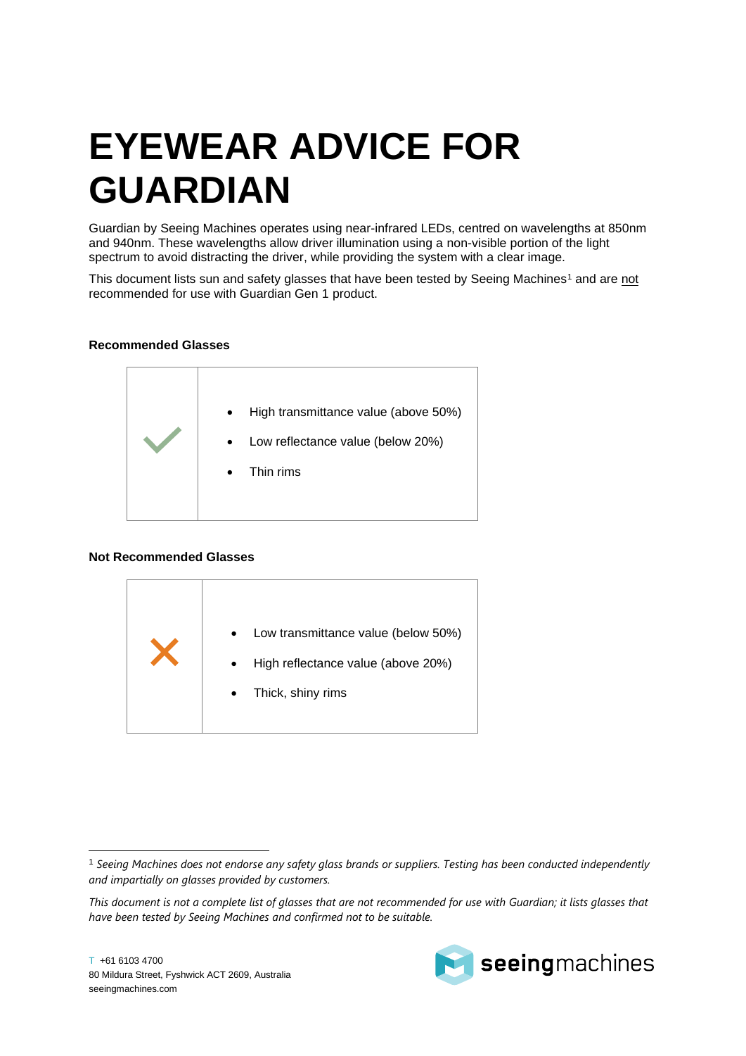# EYEWEAR ADVICE FOR GUARDIAN

Guardian by Seeing Machines operates using near-infrared LEDs, centred on wavelengths at 850nm and 940nm. These wavelengths allow driver illumination using a non-visible portion of the light spectrum to avoid distracting the driver, while providing the system with a clear image.

This document lists sun and safety glasses that have been tested by Seeing Machines[1] and are not recommended for use with Guardian Gen 1 product.

**Recommended Glasses**

| | |
|---|---|
| ✓ | • High transmittance value (above 50%)<br>• Low reflectance value (below 20%)<br>• Thin rims |

**Not Recommended Glasses**

| | |
|---|---|
| ✗ | • Low transmittance value (below 50%)<br>• High reflectance value (above 20%)<br>• Thick, shiny rims |

[1] *Seeing Machines does not endorse any safety glass brands or suppliers. Testing has been conducted independently and impartially on glasses provided by customers.*

*This document is not a complete list of glasses that are not recommended for use with Guardian; it lists glasses that have been tested by Seeing Machines and confirmed not to be suitable.*

T +61 6103 4700
80 Mildura Street, Fyshwick ACT 2609, Australia
seeingmachines.com

seeingmachines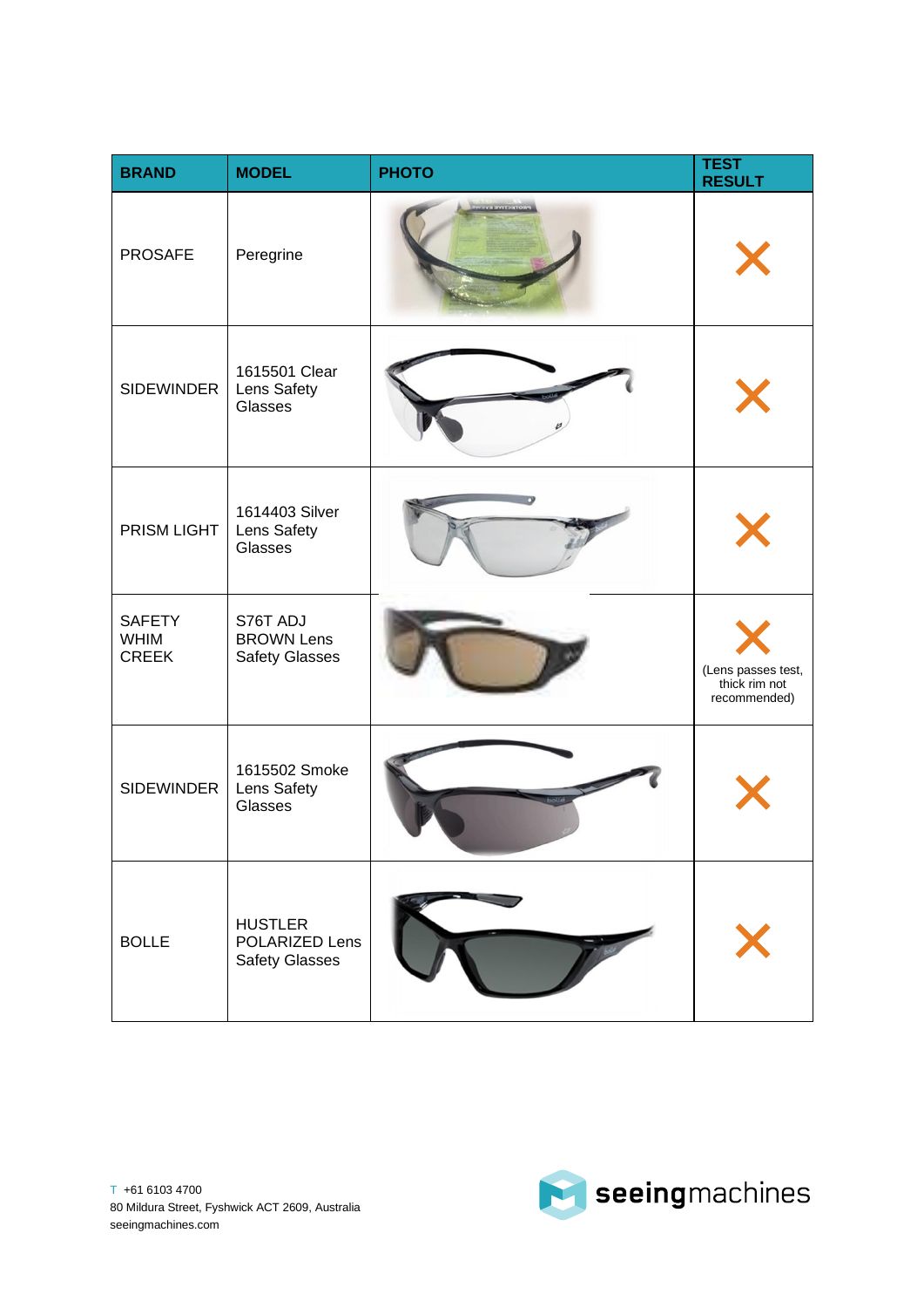| BRAND | MODEL | PHOTO | TEST RESULT |
|---|---|---|---|
| PROSAFE | Peregrine | | ✗ |
| SIDEWINDER | 1615501 Clear Lens Safety Glasses | | ✗ |
| PRISM LIGHT | 1614403 Silver Lens Safety Glasses | | ✗ |
| SAFETY WHIM CREEK | S76T ADJ BROWN Lens Safety Glasses | | ✗ (Lens passes test, thick rim not recommended) |
| SIDEWINDER | 1615502 Smoke Lens Safety Glasses | | ✗ |
| BOLLE | HUSTLER POLARIZED Lens Safety Glasses | | ✗ |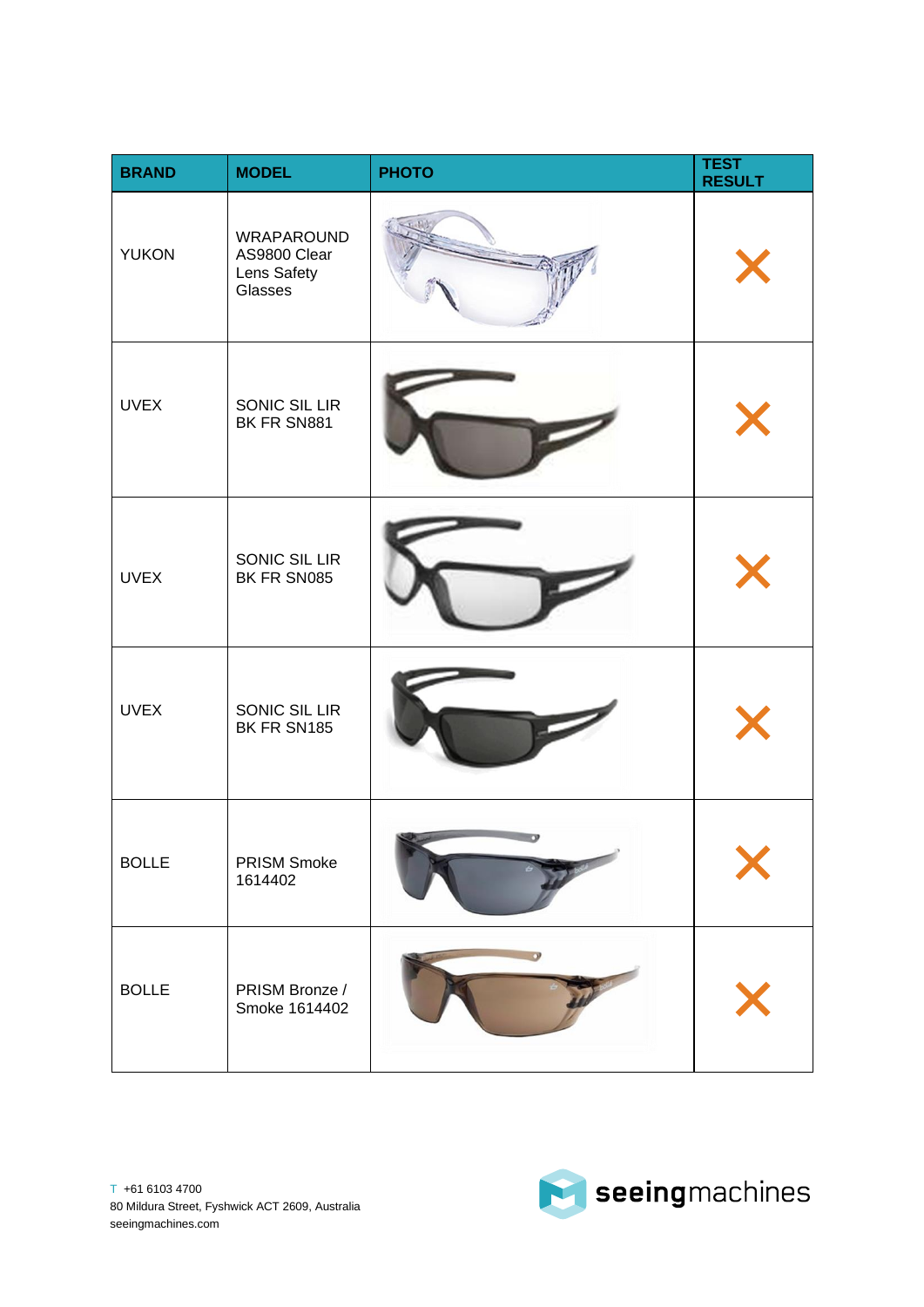| BRAND | MODEL | PHOTO | TEST RESULT |
| --- | --- | --- | --- |
| YUKON | WRAPAROUND AS9800 Clear Lens Safety Glasses | | ✕ |
| UVEX | SONIC SIL LIR BK FR SN881 | | ✕ |
| UVEX | SONIC SIL LIR BK FR SN085 | | ✕ |
| UVEX | SONIC SIL LIR BK FR SN185 | | ✕ |
| BOLLE | PRISM Smoke 1614402 | | ✕ |
| BOLLE | PRISM Bronze / Smoke 1614402 | | ✕ |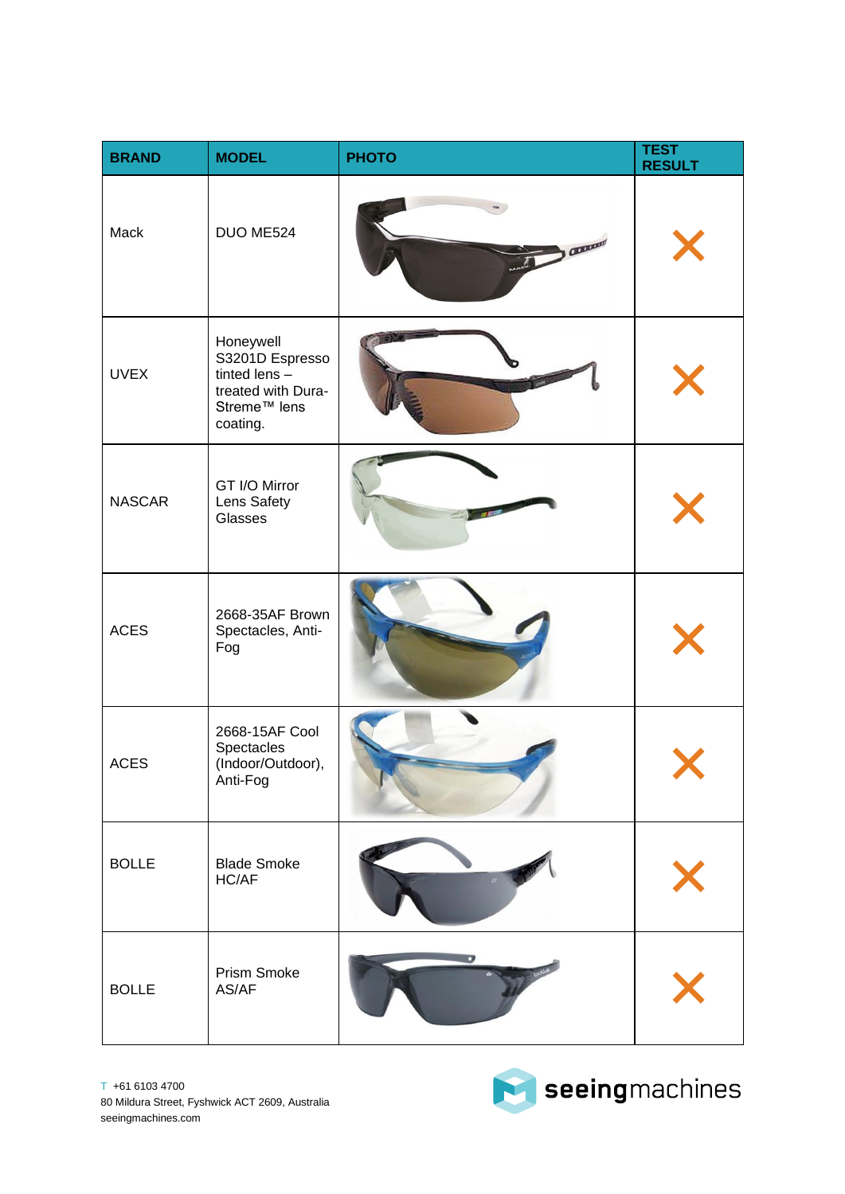| BRAND | MODEL | PHOTO | TEST RESULT |
|---|---|---|---|
| Mack | DUO ME524 | | ✗ |
| UVEX | Honeywell S3201D Espresso tinted lens – treated with Dura-Streme™ lens coating. | | ✗ |
| NASCAR | GT I/O Mirror Lens Safety Glasses | | ✗ |
| ACES | 2668-35AF Brown Spectacles, Anti-Fog | | ✗ |
| ACES | 2668-15AF Cool Spectacles (Indoor/Outdoor), Anti-Fog | | ✗ |
| BOLLE | Blade Smoke HC/AF | | ✗ |
| BOLLE | Prism Smoke AS/AF | | ✗ |

T +61 6103 4700
80 Mildura Street, Fyshwick ACT 2609, Australia
seeingmachines.com

seeingmachines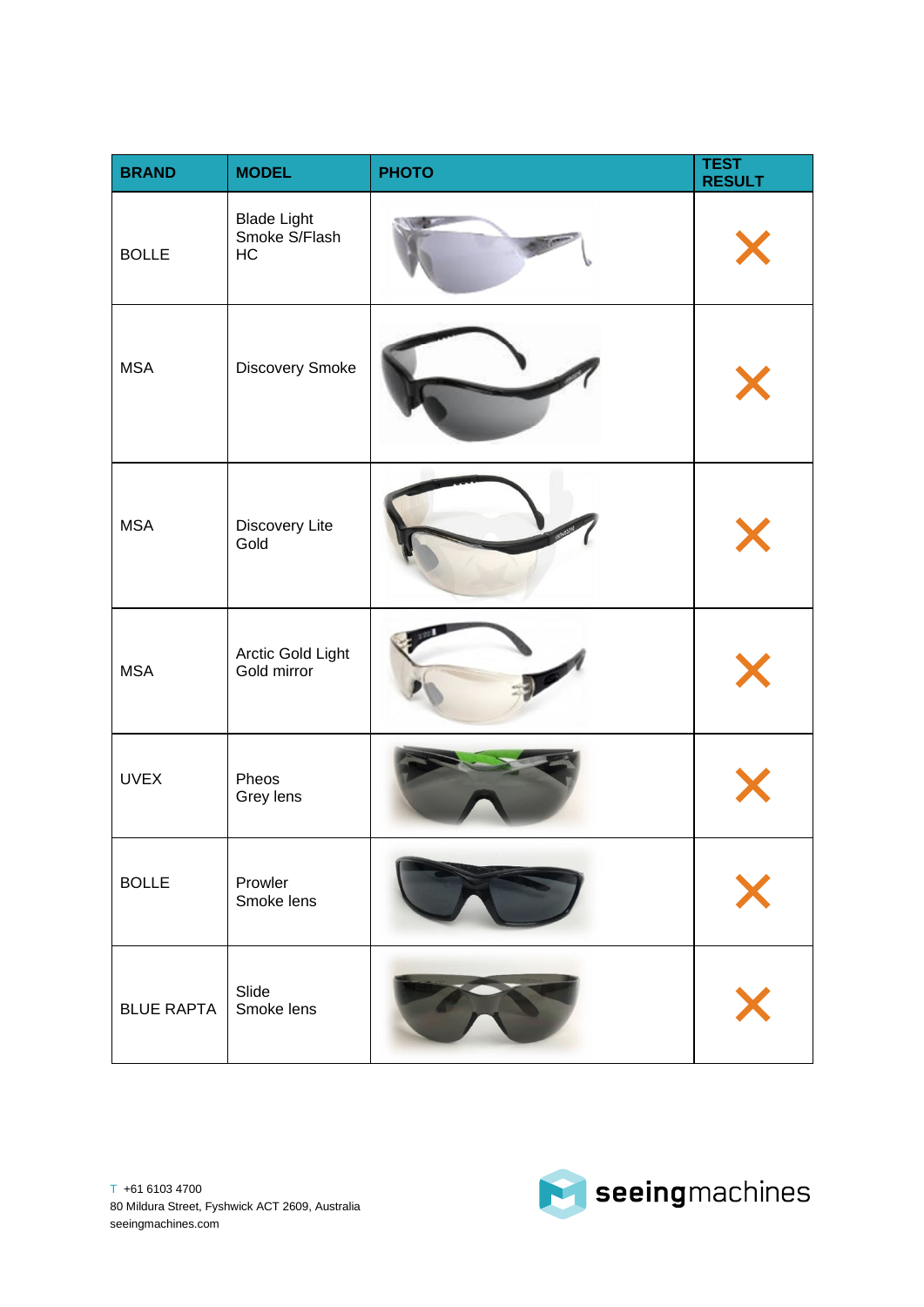| BRAND | MODEL | PHOTO | TEST RESULT |
| --- | --- | --- | --- |
| BOLLE | Blade Light Smoke S/Flash HC | | ✕ |
| MSA | Discovery Smoke | | ✕ |
| MSA | Discovery Lite Gold | | ✕ |
| MSA | Arctic Gold Light Gold mirror | | ✕ |
| UVEX | Pheos Grey lens | | ✕ |
| BOLLE | Prowler Smoke lens | | ✕ |
| BLUE RAPTA | Slide Smoke lens | | ✕ |

T +61 6103 4700
80 Mildura Street, Fyshwick ACT 2609, Australia
seeingmachines.com

seeingmachines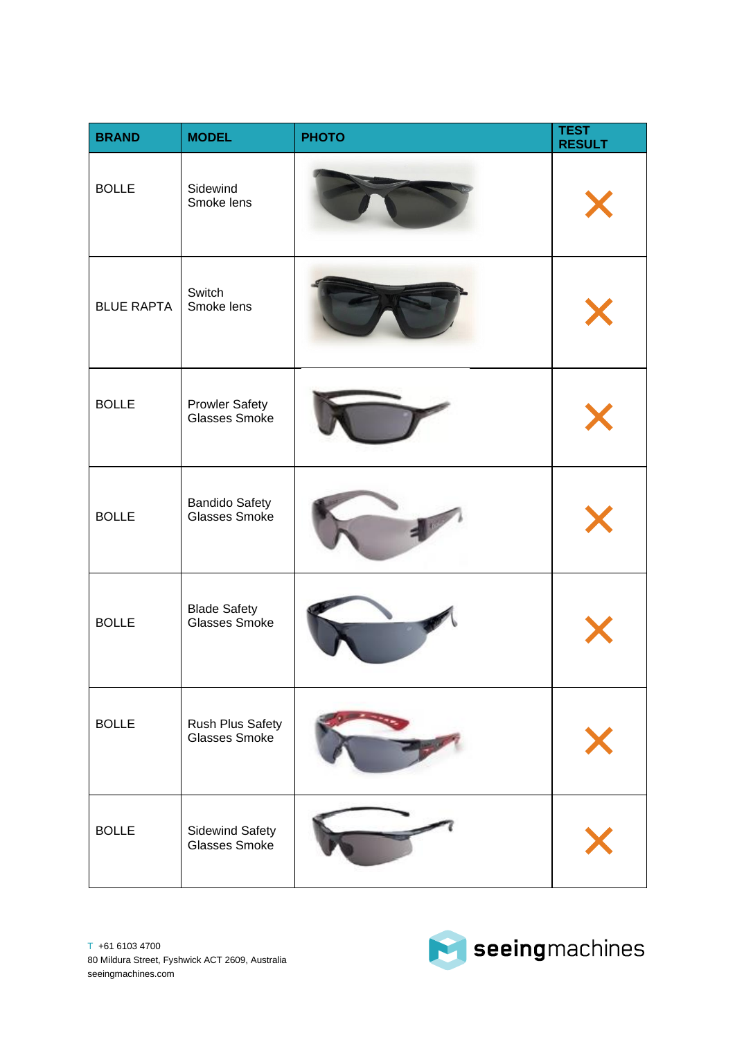| BRAND | MODEL | PHOTO | TEST RESULT |
|---|---|---|---|
| BOLLE | Sidewind Smoke lens | | ✕ |
| BLUE RAPTA | Switch Smoke lens | | ✕ |
| BOLLE | Prowler Safety Glasses Smoke | | ✕ |
| BOLLE | Bandido Safety Glasses Smoke | | ✕ |
| BOLLE | Blade Safety Glasses Smoke | | ✕ |
| BOLLE | Rush Plus Safety Glasses Smoke | | ✕ |
| BOLLE | Sidewind Safety Glasses Smoke | | ✕ |

T +61 6103 4700
80 Mildura Street, Fyshwick ACT 2609, Australia
seeingmachines.com

seeingmachines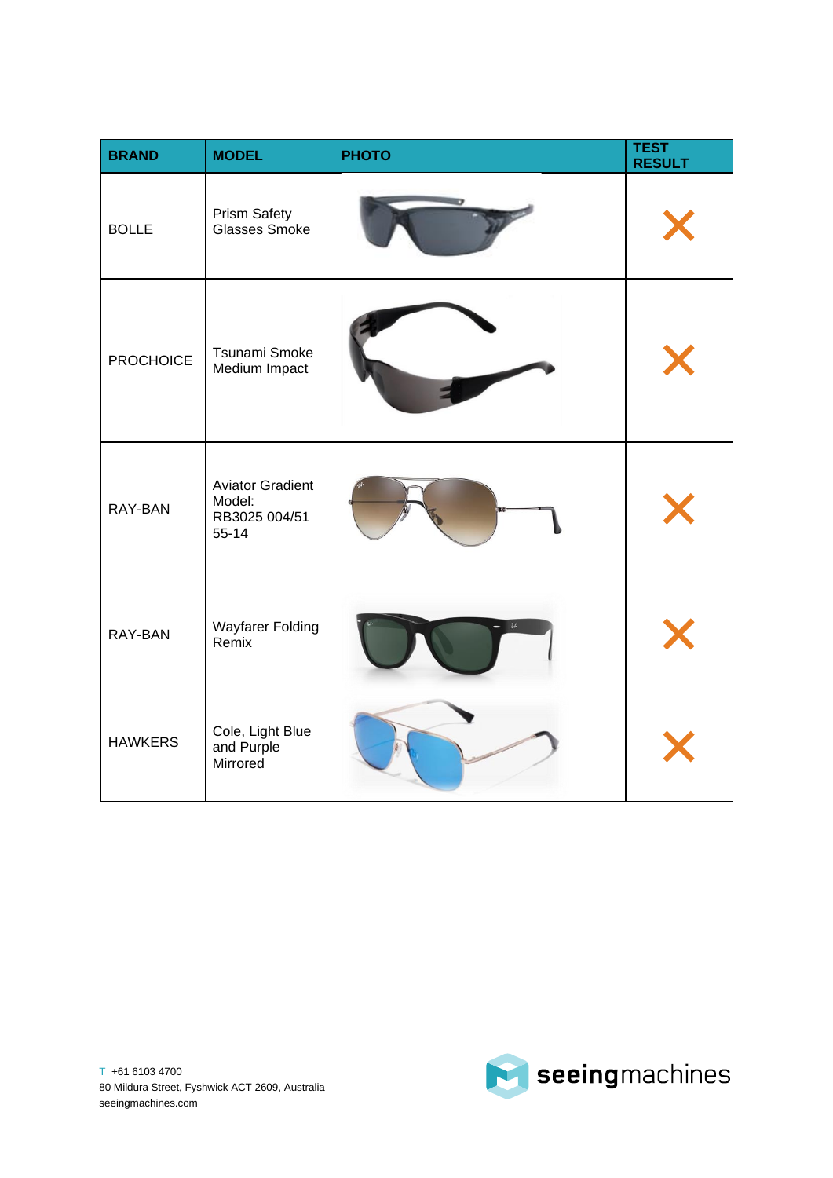| BRAND | MODEL | PHOTO | TEST RESULT |
|---|---|---|---|
| BOLLE | Prism Safety Glasses Smoke | | ✕ |
| PROCHOICE | Tsunami Smoke Medium Impact | | ✕ |
| RAY-BAN | Aviator Gradient Model: RB3025 004/51 55-14 | | ✕ |
| RAY-BAN | Wayfarer Folding Remix | | ✕ |
| HAWKERS | Cole, Light Blue and Purple Mirrored | | ✕ |

T +61 6103 4700
80 Mildura Street, Fyshwick ACT 2609, Australia
seeingmachines.com

seeingmachines